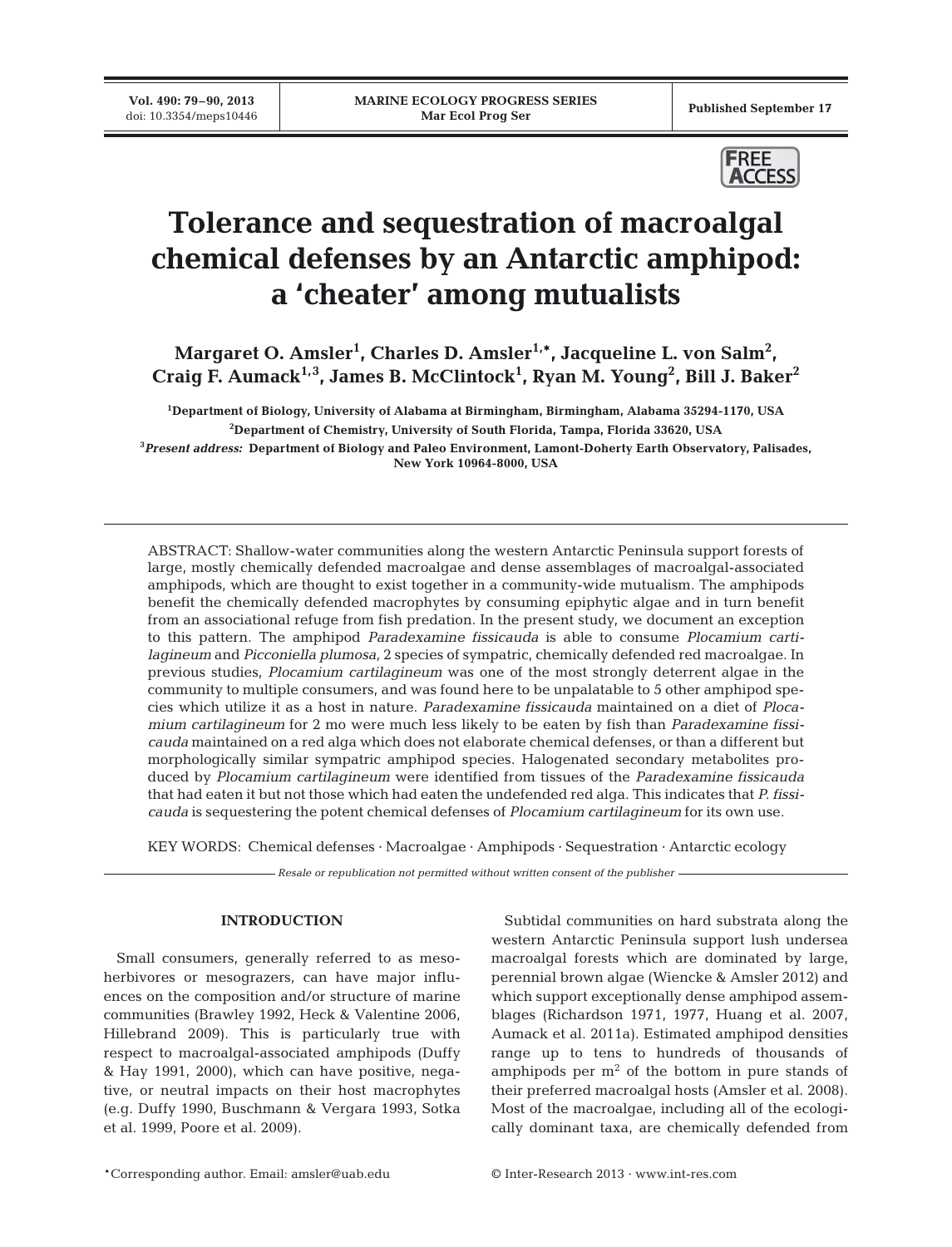# Tolerance and sequestration of macroalgal chemical defenses by an Antarctic amphipod: a 'cheater' among mutualists

**Margaret O. Amsler[1], Charles D. Amsler[1,*], Jacqueline L. von Salm[2], Craig F. Aumack[1,3], James B. McClintock[1], Ryan M. Young[2], Bill J. Baker[2]**

[1]Department of Biology, University of Alabama at Birmingham, Birmingham, Alabama 35294-1170, USA

[2]Department of Chemistry, University of South Florida, Tampa, Florida 33620, USA

[3]*Present address:* Department of Biology and Paleo Environment, Lamont-Doherty Earth Observatory, Palisades, New York 10964-8000, USA

ABSTRACT: Shallow-water communities along the western Antarctic Peninsula support forests of large, mostly chemically defended macroalgae and dense assemblages of macroalgal-associated amphipods, which are thought to exist together in a community-wide mutualism. The amphipods benefit the chemically defended macrophytes by consuming epiphytic algae and in turn benefit from an associational refuge from fish predation. In the present study, we document an exception to this pattern. The amphipod *Paradexamine fissicauda* is able to consume *Plocamium cartilagineum* and *Picconiella plumosa,* 2 species of sympatric, chemically defended red macroalgae. In previous studies, *Plocamium cartilagineum* was one of the most strongly deterrent algae in the community to multiple consumers, and was found here to be unpalatable to 5 other amphipod species which utilize it as a host in nature. *Paradexamine fissicauda* maintained on a diet of *Plocamium cartilagineum* for 2 mo were much less likely to be eaten by fish than *Paradexamine fissicauda* maintained on a red alga which does not elaborate chemical defenses, or than a different but morphologically similar sympatric amphipod species. Halogenated secondary metabolites produced by *Plocamium cartilagineum* were identified from tissues of the *Paradexamine fissicauda* that had eaten it but not those which had eaten the undefended red alga. This indicates that *P. fissicauda* is sequestering the potent chemical defenses of *Plocamium cartilagineum* for its own use.

KEY WORDS: Chemical defenses · Macroalgae · Amphipods · Sequestration · Antarctic ecology

*Resale or republication not permitted without written consent of the publisher*

## INTRODUCTION

Small consumers, generally referred to as mesoherbivores or mesograzers, can have major influences on the composition and/or structure of marine communities (Brawley 1992, Heck & Valentine 2006, Hillebrand 2009). This is particularly true with respect to macroalgal-associated amphipods (Duffy & Hay 1991, 2000), which can have positive, negative, or neutral impacts on their host macrophytes (e.g. Duffy 1990, Buschmann & Vergara 1993, Sotka et al. 1999, Poore et al. 2009).

Subtidal communities on hard substrata along the western Antarctic Peninsula support lush undersea macroalgal forests which are dominated by large, perennial brown algae (Wiencke & Amsler 2012) and which support exceptionally dense amphipod assemblages (Richardson 1971, 1977, Huang et al. 2007, Aumack et al. 2011a). Estimated amphipod densities range up to tens to hundreds of thousands of amphipods per $m^2$ of the bottom in pure stands of their preferred macroalgal hosts (Amsler et al. 2008). Most of the macroalgae, including all of the ecologically dominant taxa, are chemically defended from

*Corresponding author. Email: amsler@uab.edu

© Inter-Research 2013 · www.int-res.com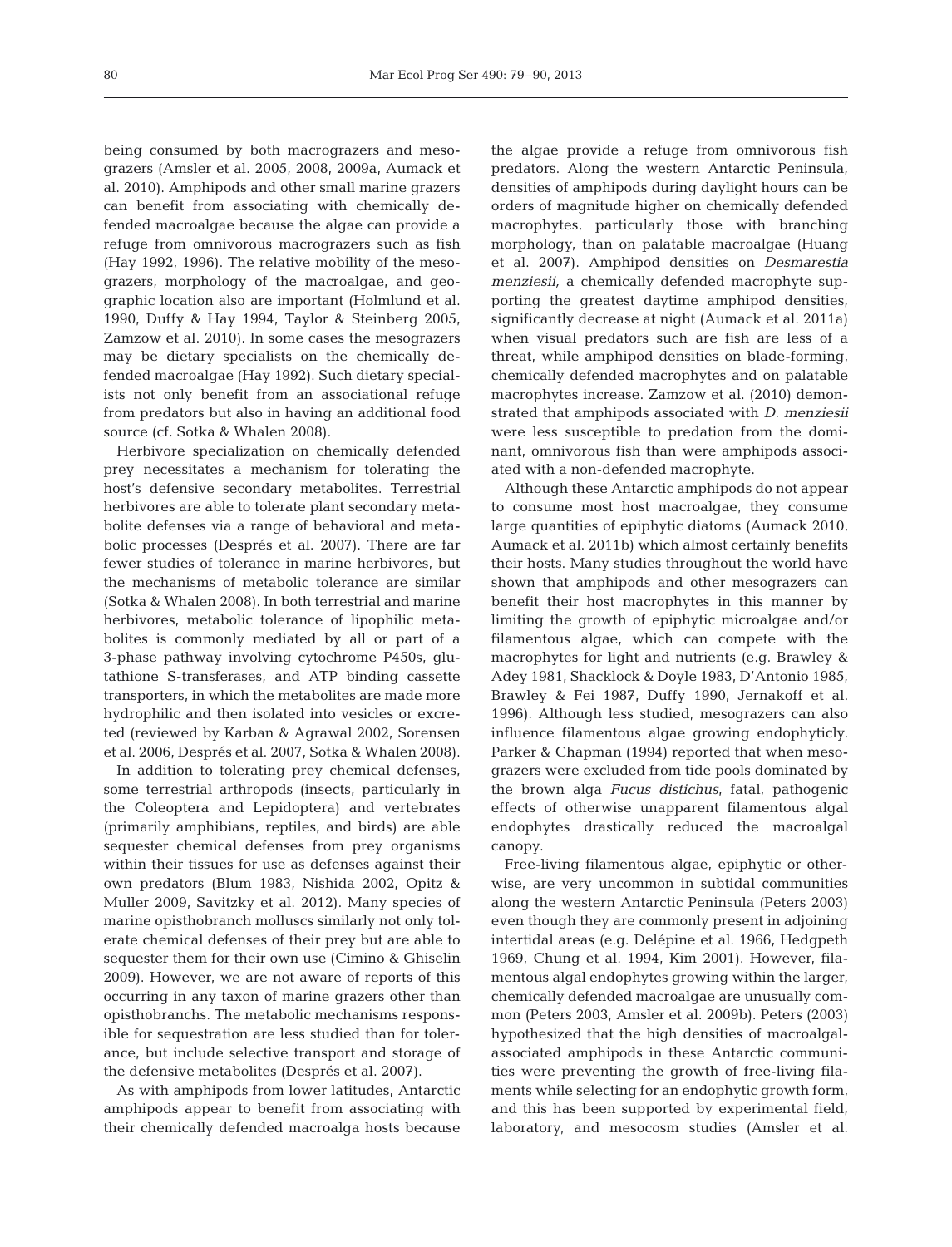being consumed by both macrograzers and mesograzers (Amsler et al. 2005, 2008, 2009a, Aumack et al. 2010). Amphipods and other small marine grazers can benefit from associating with chemically defended macroalgae because the algae can provide a refuge from omnivorous macrograzers such as fish (Hay 1992, 1996). The relative mobility of the mesograzers, morphology of the macroalgae, and geographic location also are important (Holmlund et al. 1990, Duffy & Hay 1994, Taylor & Steinberg 2005, Zamzow et al. 2010). In some cases the mesograzers may be dietary specialists on the chemically defended macroalgae (Hay 1992). Such dietary specialists not only benefit from an associational refuge from predators but also in having an additional food source (cf. Sotka & Whalen 2008).

Herbivore specialization on chemically defended prey necessitates a mechanism for tolerating the host's defensive secondary metabolites. Terrestrial herbivores are able to tolerate plant secondary metabolite defenses via a range of behavioral and metabolic processes (Després et al. 2007). There are far fewer studies of tolerance in marine herbivores, but the mechanisms of metabolic tolerance are similar (Sotka & Whalen 2008). In both terrestrial and marine herbivores, metabolic tolerance of lipophilic metabolites is commonly mediated by all or part of a 3-phase pathway involving cytochrome P450s, glutathione S-transferases, and ATP binding cassette transporters, in which the metabolites are made more hydrophilic and then isolated into vesicles or excreted (reviewed by Karban & Agrawal 2002, Sorensen et al. 2006, Després et al. 2007, Sotka & Whalen 2008).

In addition to tolerating prey chemical defenses, some terrestrial arthropods (insects, particularly in the Coleoptera and Lepidoptera) and vertebrates (primarily amphibians, reptiles, and birds) are able sequester chemical defenses from prey organisms within their tissues for use as defenses against their own predators (Blum 1983, Nishida 2002, Opitz & Muller 2009, Savitzky et al. 2012). Many species of marine opisthobranch molluscs similarly not only tolerate chemical defenses of their prey but are able to sequester them for their own use (Cimino & Ghiselin 2009). However, we are not aware of reports of this occurring in any taxon of marine grazers other than opisthobranchs. The metabolic mechanisms responsible for sequestration are less studied than for tolerance, but include selective transport and storage of the defensive metabolites (Després et al. 2007).

As with amphipods from lower latitudes, Antarctic amphipods appear to benefit from associating with their chemically defended macroalga hosts because the algae provide a refuge from omnivorous fish predators. Along the western Antarctic Peninsula, densities of amphipods during daylight hours can be orders of magnitude higher on chemically defended macrophytes, particularly those with branching morphology, than on palatable macroalgae (Huang et al. 2007). Amphipod densities on *Desmarestia menziesii*, a chemically defended macrophyte supporting the greatest daytime amphipod densities, significantly decrease at night (Aumack et al. 2011a) when visual predators such are fish are less of a threat, while amphipod densities on blade-forming, chemically defended macrophytes and on palatable macrophytes increase. Zamzow et al. (2010) demonstrated that amphipods associated with *D. menziesii* were less susceptible to predation from the dominant, omnivorous fish than were amphipods associated with a non-defended macrophyte.

Although these Antarctic amphipods do not appear to consume most host macroalgae, they consume large quantities of epiphytic diatoms (Aumack 2010, Aumack et al. 2011b) which almost certainly benefits their hosts. Many studies throughout the world have shown that amphipods and other mesograzers can benefit their host macrophytes in this manner by limiting the growth of epiphytic microalgae and/or filamentous algae, which can compete with the macrophytes for light and nutrients (e.g. Brawley & Adey 1981, Shacklock & Doyle 1983, D'Antonio 1985, Brawley & Fei 1987, Duffy 1990, Jernakoff et al. 1996). Although less studied, mesograzers can also influence filamentous algae growing endophyticly. Parker & Chapman (1994) reported that when mesograzers were excluded from tide pools dominated by the brown alga *Fucus distichus*, fatal, pathogenic effects of otherwise unapparent filamentous algal endophytes drastically reduced the macroalgal canopy.

Free-living filamentous algae, epiphytic or otherwise, are very uncommon in subtidal communities along the western Antarctic Peninsula (Peters 2003) even though they are commonly present in adjoining intertidal areas (e.g. Delépine et al. 1966, Hedgpeth 1969, Chung et al. 1994, Kim 2001). However, filamentous algal endophytes growing within the larger, chemically defended macroalgae are unusually common (Peters 2003, Amsler et al. 2009b). Peters (2003) hypothesized that the high densities of macroalgal-associated amphipods in these Antarctic communities were preventing the growth of free-living filaments while selecting for an endophytic growth form, and this has been supported by experimental field, laboratory, and mesocosm studies (Amsler et al.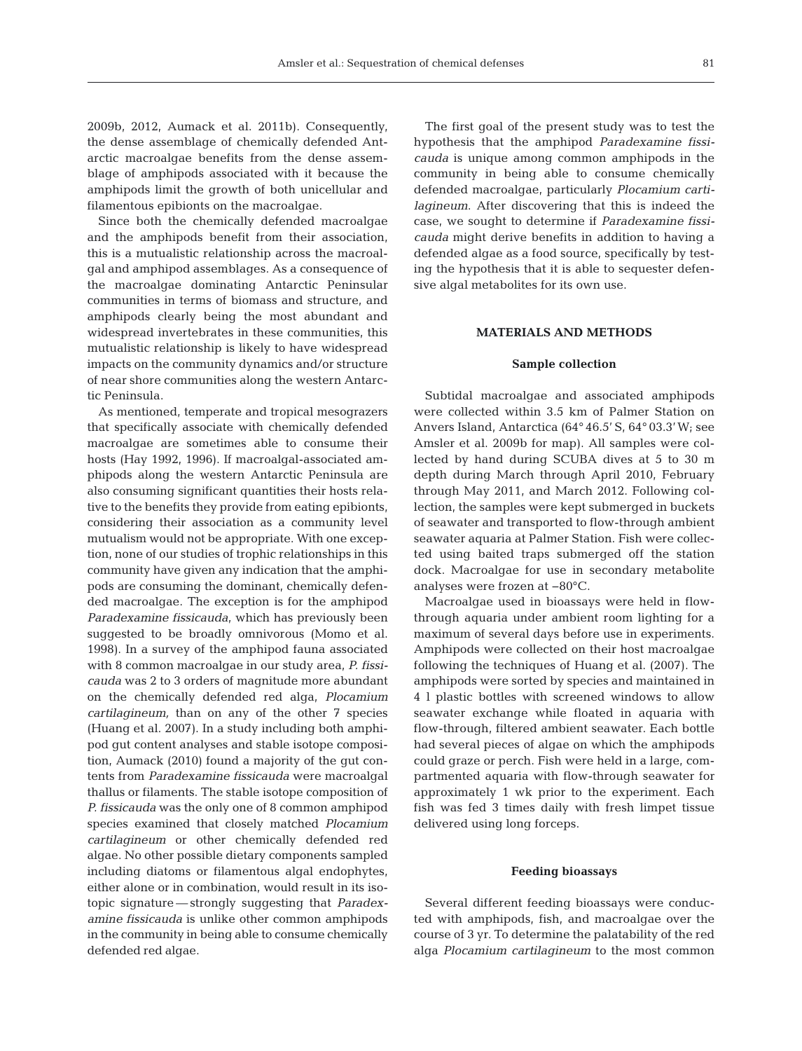2009b, 2012, Aumack et al. 2011b). Consequently, the dense assemblage of chemically defended Antarctic macroalgae benefits from the dense assemblage of amphipods associated with it because the amphipods limit the growth of both unicellular and filamentous epibionts on the macroalgae.

Since both the chemically defended macroalgae and the amphipods benefit from their association, this is a mutualistic relationship across the macroalgal and amphipod assemblages. As a consequence of the macroalgae dominating Antarctic Peninsular communities in terms of biomass and structure, and amphipods clearly being the most abundant and widespread invertebrates in these communities, this mutualistic relationship is likely to have widespread impacts on the community dynamics and/or structure of near shore communities along the western Antarctic Peninsula.

As mentioned, temperate and tropical mesograzers that specifically associate with chemically defended macroalgae are sometimes able to consume their hosts (Hay 1992, 1996). If macroalgal-associated amphipods along the western Antarctic Peninsula are also consuming significant quantities their hosts relative to the benefits they provide from eating epibionts, considering their association as a community level mutualism would not be appropriate. With one exception, none of our studies of trophic relationships in this community have given any indication that the amphipods are consuming the dominant, chemically defended macroalgae. The exception is for the amphipod *Paradexamine fissicauda*, which has previously been suggested to be broadly omnivorous (Momo et al. 1998). In a survey of the amphipod fauna associated with 8 common macroalgae in our study area, *P. fissicauda* was 2 to 3 orders of magnitude more abundant on the chemically defended red alga, *Plocamium cartilagineum,* than on any of the other 7 species (Huang et al. 2007). In a study including both amphipod gut content analyses and stable isotope composition, Aumack (2010) found a majority of the gut contents from *Paradexamine fissicauda* were macroalgal thallus or filaments. The stable isotope composition of *P. fissicauda* was the only one of 8 common amphipod species examined that closely matched *Plocamium cartilagineum* or other chemically defended red algae. No other possible dietary components sampled including diatoms or filamentous algal endophytes, either alone or in combination, would result in its isotopic signature — strongly suggesting that *Paradexamine fissicauda* is unlike other common amphipods in the community in being able to consume chemically defended red algae.

The first goal of the present study was to test the hypothesis that the amphipod *Paradexamine fissicauda* is unique among common amphipods in the community in being able to consume chemically defended macroalgae, particularly *Plocamium cartilagineum.* After discovering that this is indeed the case, we sought to determine if *Paradexamine fissicauda* might derive benefits in addition to having a defended algae as a food source, specifically by testing the hypothesis that it is able to sequester defensive algal metabolites for its own use.

## MATERIALS AND METHODS

### Sample collection

Subtidal macroalgae and associated amphipods were collected within 3.5 km of Palmer Station on Anvers Island, Antarctica (64° 46.5′ S, 64° 03.3′ W; see Amsler et al. 2009b for map). All samples were collected by hand during SCUBA dives at 5 to 30 m depth during March through April 2010, February through May 2011, and March 2012. Following collection, the samples were kept submerged in buckets of seawater and transported to flow-through ambient seawater aquaria at Palmer Station. Fish were collected using baited traps submerged off the station dock. Macroalgae for use in secondary metabolite analyses were frozen at −80°C.

Macroalgae used in bioassays were held in flow-through aquaria under ambient room lighting for a maximum of several days before use in experiments. Amphipods were collected on their host macroalgae following the techniques of Huang et al. (2007). The amphipods were sorted by species and maintained in 4 l plastic bottles with screened windows to allow seawater exchange while floated in aquaria with flow-through, filtered ambient seawater. Each bottle had several pieces of algae on which the amphipods could graze or perch. Fish were held in a large, compartmented aquaria with flow-through seawater for approximately 1 wk prior to the experiment. Each fish was fed 3 times daily with fresh limpet tissue delivered using long forceps.

### Feeding bioassays

Several different feeding bioassays were conducted with amphipods, fish, and macroalgae over the course of 3 yr. To determine the palatability of the red alga *Plocamium cartilagineum* to the most common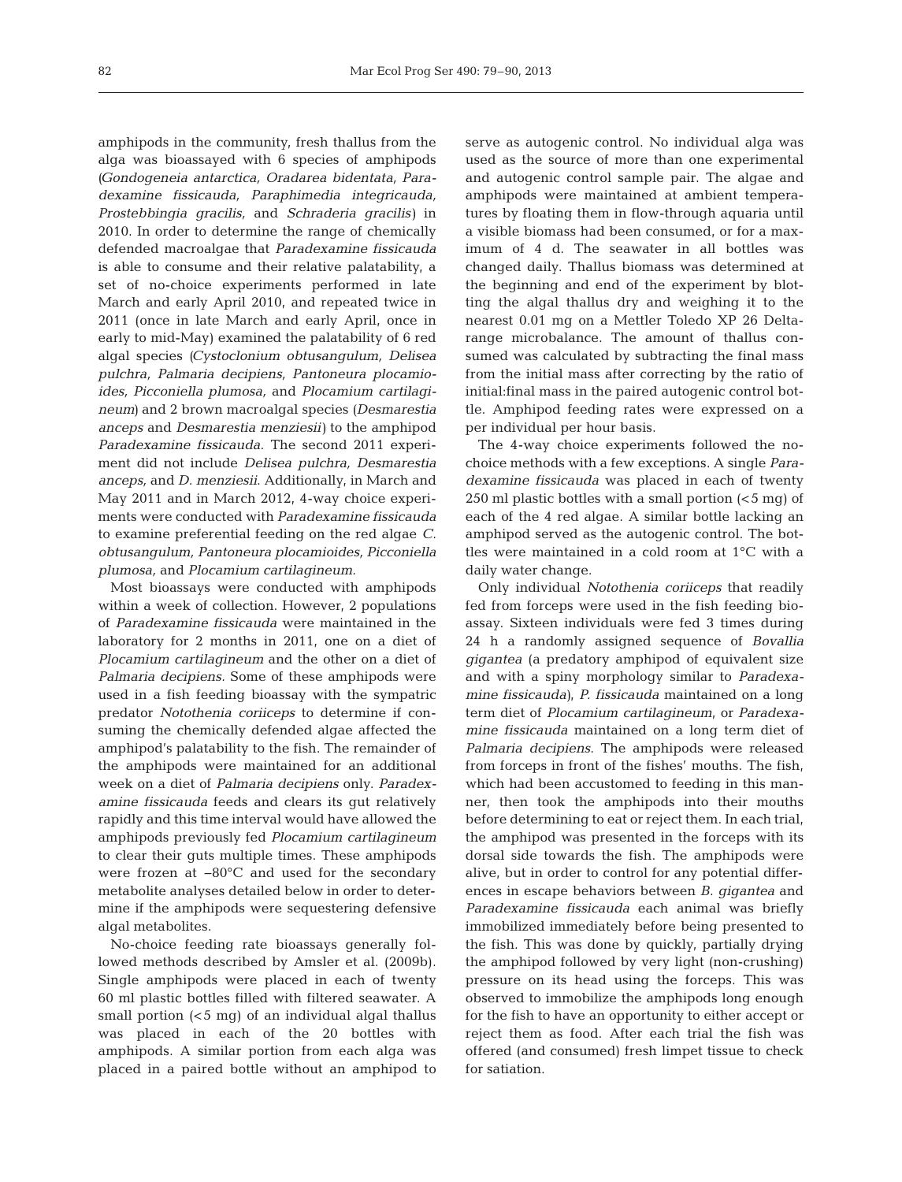amphipods in the community, fresh thallus from the alga was bioassayed with 6 species of amphipods (*Gondogeneia antarctica*, *Oradarea bidentata*, *Paradexamine fissicauda*, *Paraphimedia integricauda*, *Prostebbingia gracilis*, and *Schraderia gracilis*) in 2010. In order to determine the range of chemically defended macroalgae that *Paradexamine fissicauda* is able to consume and their relative palatability, a set of no-choice experiments performed in late March and early April 2010, and repeated twice in 2011 (once in late March and early April, once in early to mid-May) examined the palatability of 6 red algal species (*Cystoclonium obtusangulum*, *Delisea pulchra*, *Palmaria decipiens*, *Pantoneura plocamioides*, *Picconiella plumosa*, and *Plocamium cartilagineum*) and 2 brown macroalgal species (*Desmarestia anceps* and *Desmarestia menziesii*) to the amphipod *Paradexamine fissicauda*. The second 2011 experiment did not include *Delisea pulchra*, *Desmarestia anceps*, and *D. menziesii*. Additionally, in March and May 2011 and in March 2012, 4-way choice experiments were conducted with *Paradexamine fissicauda* to examine preferential feeding on the red algae *C. obtusangulum*, *Pantoneura plocamioides*, *Picconiella plumosa*, and *Plocamium cartilagineum*.

Most bioassays were conducted with amphipods within a week of collection. However, 2 populations of *Paradexamine fissicauda* were maintained in the laboratory for 2 months in 2011, one on a diet of *Plocamium cartilagineum* and the other on a diet of *Palmaria decipiens*. Some of these amphipods were used in a fish feeding bioassay with the sympatric predator *Notothenia coriiceps* to determine if consuming the chemically defended algae affected the amphipod's palatability to the fish. The remainder of the amphipods were maintained for an additional week on a diet of *Palmaria decipiens* only. *Paradexamine fissicauda* feeds and clears its gut relatively rapidly and this time interval would have allowed the amphipods previously fed *Plocamium cartilagineum* to clear their guts multiple times. These amphipods were frozen at −80°C and used for the secondary metabolite analyses detailed below in order to determine if the amphipods were sequestering defensive algal metabolites.

No-choice feeding rate bioassays generally followed methods described by Amsler et al. (2009b). Single amphipods were placed in each of twenty 60 ml plastic bottles filled with filtered seawater. A small portion (<5 mg) of an individual algal thallus was placed in each of the 20 bottles with amphipods. A similar portion from each alga was placed in a paired bottle without an amphipod to serve as autogenic control. No individual alga was used as the source of more than one experimental and autogenic control sample pair. The algae and amphipods were maintained at ambient temperatures by floating them in flow-through aquaria until a visible biomass had been consumed, or for a maximum of 4 d. The seawater in all bottles was changed daily. Thallus biomass was determined at the beginning and end of the experiment by blotting the algal thallus dry and weighing it to the nearest 0.01 mg on a Mettler Toledo XP 26 Deltarange microbalance. The amount of thallus consumed was calculated by subtracting the final mass from the initial mass after correcting by the ratio of initial:final mass in the paired autogenic control bottle. Amphipod feeding rates were expressed on a per individual per hour basis.

The 4-way choice experiments followed the no-choice methods with a few exceptions. A single *Paradexamine fissicauda* was placed in each of twenty 250 ml plastic bottles with a small portion (<5 mg) of each of the 4 red algae. A similar bottle lacking an amphipod served as the autogenic control. The bottles were maintained in a cold room at 1°C with a daily water change.

Only individual *Notothenia coriiceps* that readily fed from forceps were used in the fish feeding bioassay. Sixteen individuals were fed 3 times during 24 h a randomly assigned sequence of *Bovallia gigantea* (a predatory amphipod of equivalent size and with a spiny morphology similar to *Paradexamine fissicauda*), *P. fissicauda* maintained on a long term diet of *Plocamium cartilagineum*, or *Paradexamine fissicauda* maintained on a long term diet of *Palmaria decipiens*. The amphipods were released from forceps in front of the fishes' mouths. The fish, which had been accustomed to feeding in this manner, then took the amphipods into their mouths before determining to eat or reject them. In each trial, the amphipod was presented in the forceps with its dorsal side towards the fish. The amphipods were alive, but in order to control for any potential differences in escape behaviors between *B. gigantea* and *Paradexamine fissicauda* each animal was briefly immobilized immediately before being presented to the fish. This was done by quickly, partially drying the amphipod followed by very light (non-crushing) pressure on its head using the forceps. This was observed to immobilize the amphipods long enough for the fish to have an opportunity to either accept or reject them as food. After each trial the fish was offered (and consumed) fresh limpet tissue to check for satiation.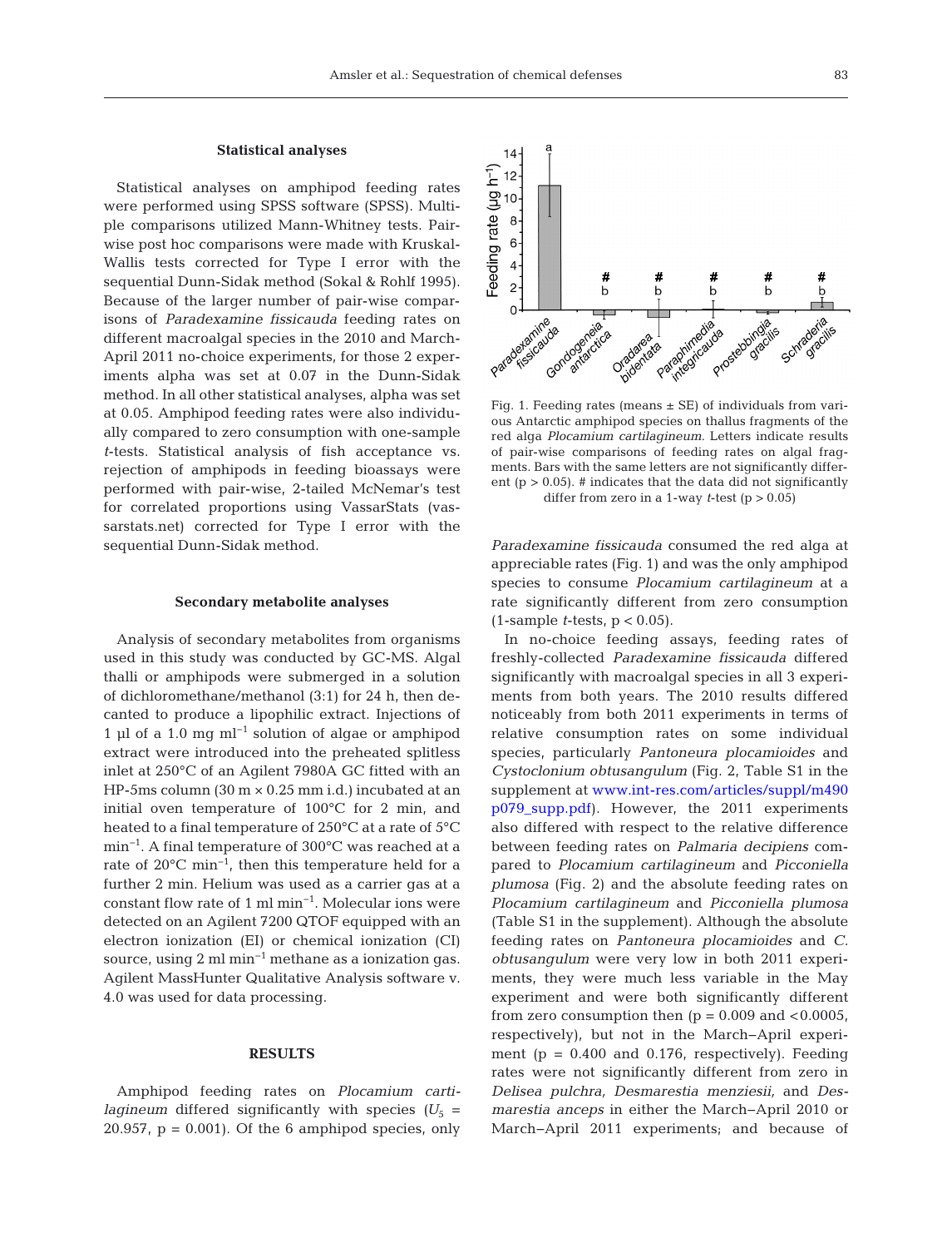### Statistical analyses

Statistical analyses on amphipod feeding rates were performed using SPSS software (SPSS). Multiple comparisons utilized Mann-Whitney tests. Pairwise post hoc comparisons were made with Kruskal-Wallis tests corrected for Type I error with the sequential Dunn-Sidak method (Sokal & Rohlf 1995). Because of the larger number of pair-wise comparisons of *Paradexamine fissicauda* feeding rates on different macroalgal species in the 2010 and March-April 2011 no-choice experiments, for those 2 experiments alpha was set at 0.07 in the Dunn-Sidak method. In all other statistical analyses, alpha was set at 0.05. Amphipod feeding rates were also individually compared to zero consumption with one-sample *t*-tests. Statistical analysis of fish acceptance vs. rejection of amphipods in feeding bioassays were performed with pair-wise, 2-tailed McNemar's test for correlated proportions using VassarStats (vassarstats.net) corrected for Type I error with the sequential Dunn-Sidak method.

### Secondary metabolite analyses

Analysis of secondary metabolites from organisms used in this study was conducted by GC-MS. Algal thalli or amphipods were submerged in a solution of dichloromethane/methanol (3:1) for 24 h, then decanted to produce a lipophilic extract. Injections of 1 µl of a 1.0 mg $ml^{-1}$ solution of algae or amphipod extract were introduced into the preheated splitless inlet at 250°C of an Agilent 7980A GC fitted with an HP-5ms column (30 m × 0.25 mm i.d.) incubated at an initial oven temperature of 100°C for 2 min, and heated to a final temperature of 250°C at a rate of 5°C $min^{-1}$. A final temperature of 300°C was reached at a rate of 20°C $min^{-1}$, then this temperature held for a further 2 min. Helium was used as a carrier gas at a constant flow rate of 1 ml $min^{-1}$. Molecular ions were detected on an Agilent 7200 QTOF equipped with an electron ionization (EI) or chemical ionization (CI) source, using 2 ml $min^{-1}$ methane as a ionization gas. Agilent MassHunter Qualitative Analysis software v. 4.0 was used for data processing.

## RESULTS

Amphipod feeding rates on *Plocamium cartilagineum* differed significantly with species ($U_5$ = 20.957, p = 0.001). Of the 6 amphipod species, only *Paradexamine fissicauda* consumed the red alga at appreciable rates (Fig. 1) and was the only amphipod species to consume *Plocamium cartilagineum* at a rate significantly different from zero consumption (1-sample *t*-tests, $p < 0.05$).

Fig. 1. Feeding rates (means ± SE) of individuals from various Antarctic amphipod species on thallus fragments of the red alga *Plocamium cartilagineum.* Letters indicate results of pair-wise comparisons of feeding rates on algal fragments. Bars with the same letters are not significantly different ($p > 0.05$). # indicates that the data did not significantly differ from zero in a 1-way *t*-test ($p > 0.05$)

In no-choice feeding assays, feeding rates of freshly-collected *Paradexamine fissicauda* differed significantly with macroalgal species in all 3 experiments from both years. The 2010 results differed noticeably from both 2011 experiments in terms of relative consumption rates on some individual species, particularly *Pantoneura plocamioides* and *Cystoclonium obtusangulum* (Fig. 2, Table S1 in the supplement at www.int-res.com/articles/suppl/m490p079_supp.pdf). However, the 2011 experiments also differed with respect to the relative difference between feeding rates on *Palmaria decipiens* compared to *Plocamium cartilagineum* and *Picconiella plumosa* (Fig. 2) and the absolute feeding rates on *Plocamium cartilagineum* and *Picconiella plumosa* (Table S1 in the supplement). Although the absolute feeding rates on *Pantoneura plocamioides* and *C. obtusangulum* were very low in both 2011 experiments, they were much less variable in the May experiment and were both significantly different from zero consumption then (p = 0.009 and <0.0005, respectively), but not in the March–April experiment (p = 0.400 and 0.176, respectively). Feeding rates were not significantly different from zero in *Delisea pulchra, Desmarestia menziesii,* and *Desmarestia anceps* in either the March–April 2010 or March–April 2011 experiments; and because of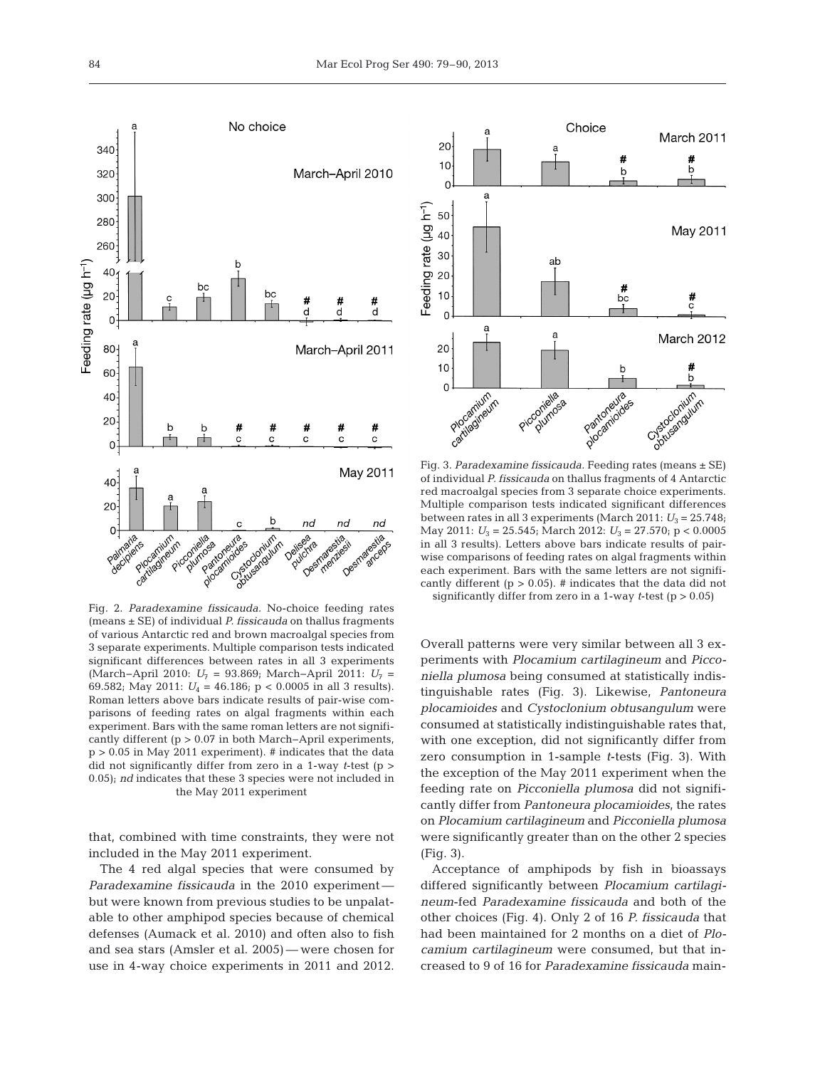Fig. 2. *Paradexamine fissicauda.* No-choice feeding rates (means ± SE) of individual *P. fissicauda* on thallus fragments of various Antarctic red and brown macroalgal species from 3 separate experiments. Multiple comparison tests indicated significant differences between rates in all 3 experiments (March–April 2010: $U_7$ = 93.869; March–April 2011: $U_7$ = 69.582; May 2011: $U_4$ = 46.186; $p < 0.0005$ in all 3 results). Roman letters above bars indicate results of pair-wise comparisons of feeding rates on algal fragments within each experiment. Bars with the same roman letters are not significantly different ($p > 0.07$ in both March–April experiments, $p > 0.05$ in May 2011 experiment). # indicates that the data did not significantly differ from zero in a 1-way *t*-test ($p > 0.05$); *nd* indicates that these 3 species were not included in the May 2011 experiment

that, combined with time constraints, they were not included in the May 2011 experiment.

The 4 red algal species that were consumed by *Paradexamine fissicauda* in the 2010 experiment — but were known from previous studies to be unpalatable to other amphipod species because of chemical defenses (Aumack et al. 2010) and often also to fish and sea stars (Amsler et al. 2005) — were chosen for use in 4-way choice experiments in 2011 and 2012.

Fig. 3. *Paradexamine fissicauda.* Feeding rates (means ± SE) of individual *P. fissicauda* on thallus fragments of 4 Antarctic red macroalgal species from 3 separate choice experiments. Multiple comparison tests indicated significant differences between rates in all 3 experiments (March 2011: $U_3$ = 25.748; May 2011: $U_3$ = 25.545; March 2012: $U_3$ = 27.570; $p < 0.0005$ in all 3 results). Letters above bars indicate results of pairwise comparisons of feeding rates on algal fragments within each experiment. Bars with the same letters are not significantly different ($p > 0.05$). # indicates that the data did not significantly differ from zero in a 1-way *t*-test ($p > 0.05$)

Overall patterns were very similar between all 3 experiments with *Plocamium cartilagineum* and *Picconiella plumosa* being consumed at statistically indistinguishable rates (Fig. 3). Likewise, *Pantoneura plocamioides* and *Cystoclonium obtusangulum* were consumed at statistically indistinguishable rates that, with one exception, did not significantly differ from zero consumption in 1-sample *t*-tests (Fig. 3). With the exception of the May 2011 experiment when the feeding rate on *Picconiella plumosa* did not significantly differ from *Pantoneura plocamioides*, the rates on *Plocamium cartilagineum* and *Picconiella plumosa* were significantly greater than on the other 2 species (Fig. 3).

Acceptance of amphipods by fish in bioassays differed significantly between *Plocamium cartilagineum*-fed *Paradexamine fissicauda* and both of the other choices (Fig. 4). Only 2 of 16 *P. fissicauda* that had been maintained for 2 months on a diet of *Plocamium cartilagineum* were consumed, but that increased to 9 of 16 for *Paradexamine fissicauda* main-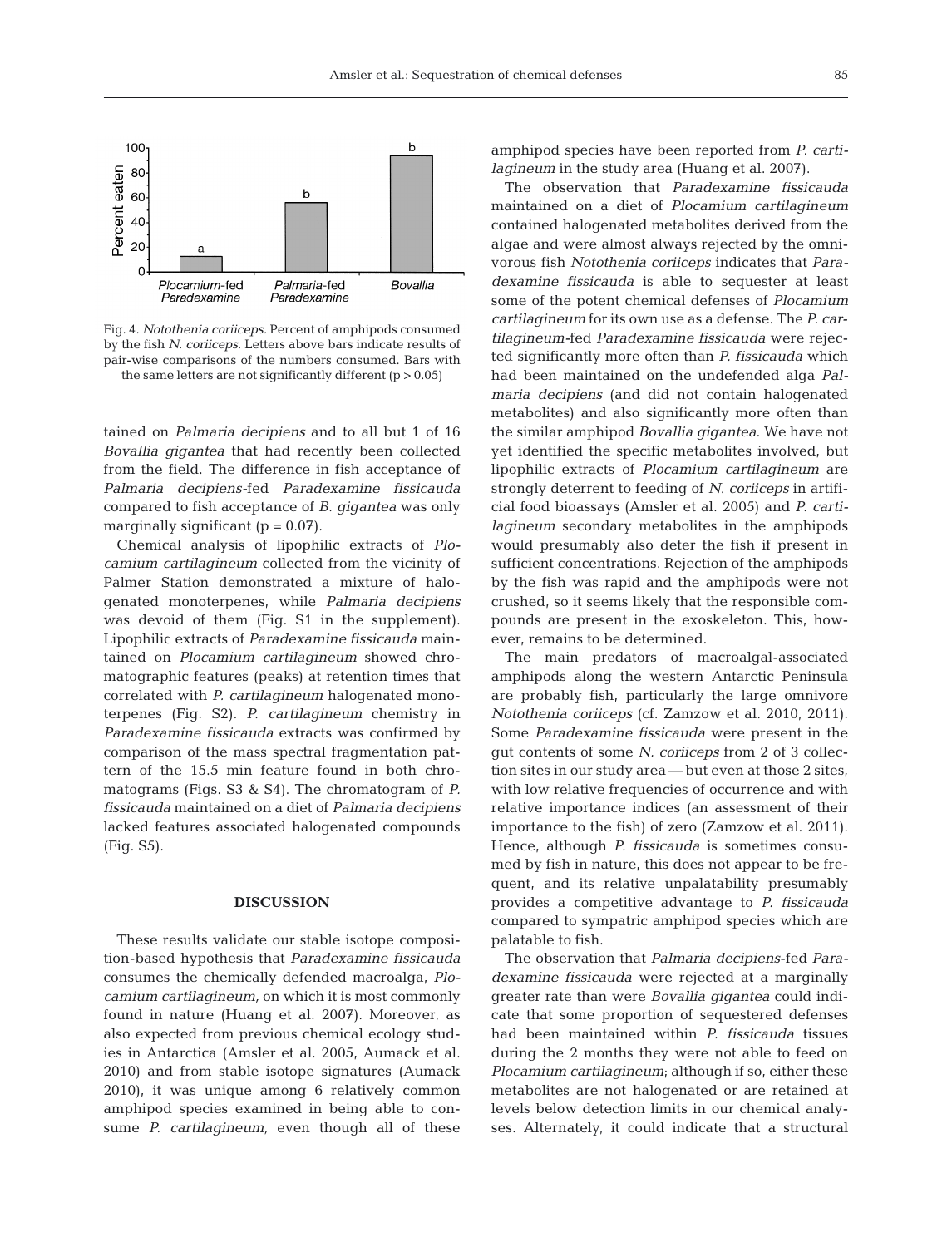Fig. 4. *Notothenia coriiceps.* Percent of amphipods consumed by the fish *N. coriiceps.* Letters above bars indicate results of pair-wise comparisons of the numbers consumed. Bars with the same letters are not significantly different ($p > 0.05$)

tained on *Palmaria decipiens* and to all but 1 of 16 *Bovallia gigantea* that had recently been collected from the field. The difference in fish acceptance of *Palmaria decipiens*-fed *Paradexamine fissicauda* compared to fish acceptance of *B. gigantea* was only marginally significant ($p = 0.07$).

Chemical analysis of lipophilic extracts of *Plocamium cartilagineum* collected from the vicinity of Palmer Station demonstrated a mixture of halogenated monoterpenes, while *Palmaria decipiens* was devoid of them (Fig. S1 in the supplement). Lipophilic extracts of *Paradexamine fissicauda* maintained on *Plocamium cartilagineum* showed chromatographic features (peaks) at retention times that correlated with *P. cartilagineum* halogenated monoterpenes (Fig. S2). *P. cartilagineum* chemistry in *Paradexamine fissicauda* extracts was confirmed by comparison of the mass spectral fragmentation pattern of the 15.5 min feature found in both chromatograms (Figs. S3 & S4). The chromatogram of *P. fissicauda* maintained on a diet of *Palmaria decipiens* lacked features associated halogenated compounds (Fig. S5).

## DISCUSSION

These results validate our stable isotope composition-based hypothesis that *Paradexamine fissicauda* consumes the chemically defended macroalga, *Plocamium cartilagineum,* on which it is most commonly found in nature (Huang et al. 2007). Moreover, as also expected from previous chemical ecology studies in Antarctica (Amsler et al. 2005, Aumack et al. 2010) and from stable isotope signatures (Aumack 2010), it was unique among 6 relatively common amphipod species examined in being able to consume *P. cartilagineum,* even though all of these amphipod species have been reported from *P. cartilagineum* in the study area (Huang et al. 2007).

The observation that *Paradexamine fissicauda* maintained on a diet of *Plocamium cartilagineum* contained halogenated metabolites derived from the algae and were almost always rejected by the omnivorous fish *Notothenia coriiceps* indicates that *Paradexamine fissicauda* is able to sequester at least some of the potent chemical defenses of *Plocamium cartilagineum* for its own use as a defense. The *P. cartilagineum*-fed *Paradexamine fissicauda* were rejected significantly more often than *P. fissicauda* which had been maintained on the undefended alga *Palmaria decipiens* (and did not contain halogenated metabolites) and also significantly more often than the similar amphipod *Bovallia gigantea.* We have not yet identified the specific metabolites involved, but lipophilic extracts of *Plocamium cartilagineum* are strongly deterrent to feeding of *N. coriiceps* in artificial food bioassays (Amsler et al. 2005) and *P. cartilagineum* secondary metabolites in the amphipods would presumably also deter the fish if present in sufficient concentrations. Rejection of the amphipods by the fish was rapid and the amphipods were not crushed, so it seems likely that the responsible compounds are present in the exoskeleton. This, however, remains to be determined.

The main predators of macroalgal-associated amphipods along the western Antarctic Peninsula are probably fish, particularly the large omnivore *Notothenia coriiceps* (cf. Zamzow et al. 2010, 2011). Some *Paradexamine fissicauda* were present in the gut contents of some *N. coriiceps* from 2 of 3 collection sites in our study area — but even at those 2 sites, with low relative frequencies of occurrence and with relative importance indices (an assessment of their importance to the fish) of zero (Zamzow et al. 2011). Hence, although *P. fissicauda* is sometimes consumed by fish in nature, this does not appear to be frequent, and its relative unpalatability presumably provides a competitive advantage to *P. fissicauda* compared to sympatric amphipod species which are palatable to fish.

The observation that *Palmaria decipiens*-fed *Paradexamine fissicauda* were rejected at a marginally greater rate than were *Bovallia gigantea* could indicate that some proportion of sequestered defenses had been maintained within *P. fissicauda* tissues during the 2 months they were not able to feed on *Plocamium cartilagineum*; although if so, either these metabolites are not halogenated or are retained at levels below detection limits in our chemical analyses. Alternately, it could indicate that a structural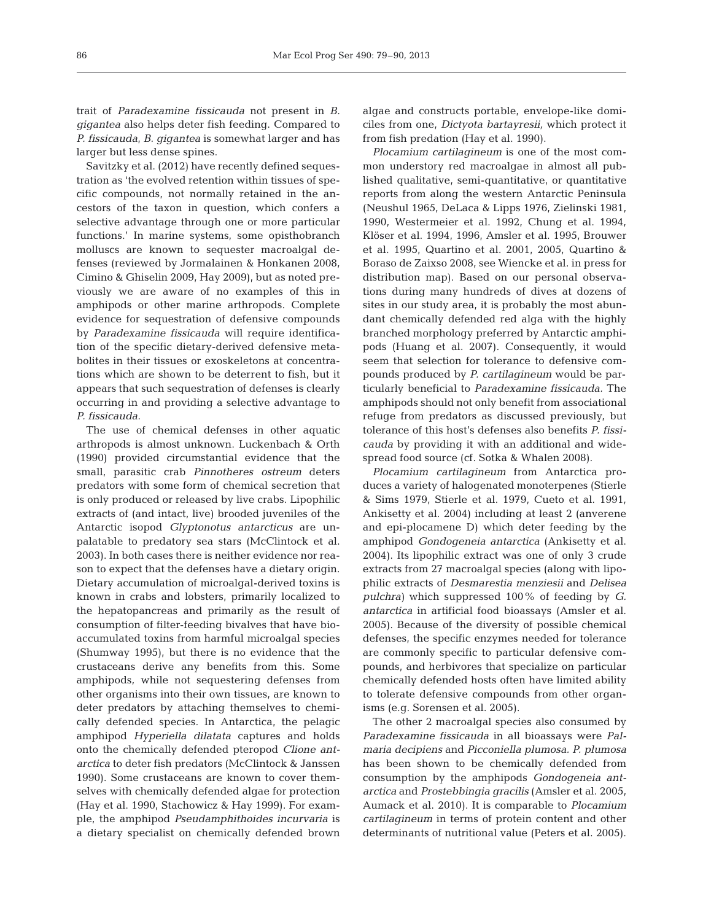trait of *Paradexamine fissicauda* not present in *B. gigantea* also helps deter fish feeding. Compared to *P. fissicauda*, *B. gigantea* is somewhat larger and has larger but less dense spines.

Savitzky et al. (2012) have recently defined sequestration as 'the evolved retention within tissues of specific compounds, not normally retained in the ancestors of the taxon in question, which confers a selective advantage through one or more particular functions.' In marine systems, some opisthobranch molluscs are known to sequester macroalgal defenses (reviewed by Jormalainen & Honkanen 2008, Cimino & Ghiselin 2009, Hay 2009), but as noted previously we are aware of no examples of this in amphipods or other marine arthropods. Complete evidence for sequestration of defensive compounds by *Paradexamine fissicauda* will require identification of the specific dietary-derived defensive metabolites in their tissues or exoskeletons at concentrations which are shown to be deterrent to fish, but it appears that such sequestration of defenses is clearly occurring in and providing a selective advantage to *P. fissicauda*.

The use of chemical defenses in other aquatic arthropods is almost unknown. Luckenbach & Orth (1990) provided circumstantial evidence that the small, parasitic crab *Pinnotheres ostreum* deters predators with some form of chemical secretion that is only produced or released by live crabs. Lipophilic extracts of (and intact, live) brooded juveniles of the Antarctic isopod *Glyptonotus antarcticus* are unpalatable to predatory sea stars (McClintock et al. 2003). In both cases there is neither evidence nor reason to expect that the defenses have a dietary origin. Dietary accumulation of microalgal-derived toxins is known in crabs and lobsters, primarily localized to the hepatopancreas and primarily as the result of consumption of filter-feeding bivalves that have bioaccumulated toxins from harmful microalgal species (Shumway 1995), but there is no evidence that the crustaceans derive any benefits from this. Some amphipods, while not sequestering defenses from other organisms into their own tissues, are known to deter predators by attaching themselves to chemically defended species. In Antarctica, the pelagic amphipod *Hyperiella dilatata* captures and holds onto the chemically defended pteropod *Clione antarctica* to deter fish predators (McClintock & Janssen 1990). Some crustaceans are known to cover themselves with chemically defended algae for protection (Hay et al. 1990, Stachowicz & Hay 1999). For example, the amphipod *Pseudamphithoides incurvaria* is a dietary specialist on chemically defended brown algae and constructs portable, envelope-like domiciles from one, *Dictyota bartayresii,* which protect it from fish predation (Hay et al. 1990).

*Plocamium cartilagineum* is one of the most common understory red macroalgae in almost all published qualitative, semi-quantitative, or quantitative reports from along the western Antarctic Peninsula (Neushul 1965, DeLaca & Lipps 1976, Zielinski 1981, 1990, Westermeier et al. 1992, Chung et al. 1994, Klöser et al. 1994, 1996, Amsler et al. 1995, Brouwer et al. 1995, Quartino et al. 2001, 2005, Quartino & Boraso de Zaixso 2008, see Wiencke et al. in press for distribution map). Based on our personal observations during many hundreds of dives at dozens of sites in our study area, it is probably the most abundant chemically defended red alga with the highly branched morphology preferred by Antarctic amphipods (Huang et al. 2007). Consequently, it would seem that selection for tolerance to defensive compounds produced by *P. cartilagineum* would be particularly beneficial to *Paradexamine fissicauda.* The amphipods should not only benefit from associational refuge from predators as discussed previously, but tolerance of this host's defenses also benefits *P. fissicauda* by providing it with an additional and widespread food source (cf. Sotka & Whalen 2008).

*Plocamium cartilagineum* from Antarctica produces a variety of halogenated monoterpenes (Stierle & Sims 1979, Stierle et al. 1979, Cueto et al. 1991, Ankisetty et al. 2004) including at least 2 (anverene and epi-plocamene D) which deter feeding by the amphipod *Gondogeneia antarctica* (Ankisetty et al. 2004). Its lipophilic extract was one of only 3 crude extracts from 27 macroalgal species (along with lipophilic extracts of *Desmarestia menziesii* and *Delisea pulchra*) which suppressed 100% of feeding by *G. antarctica* in artificial food bioassays (Amsler et al. 2005). Because of the diversity of possible chemical defenses, the specific enzymes needed for tolerance are commonly specific to particular defensive compounds, and herbivores that specialize on particular chemically defended hosts often have limited ability to tolerate defensive compounds from other organisms (e.g. Sorensen et al. 2005).

The other 2 macroalgal species also consumed by *Paradexamine fissicauda* in all bioassays were *Palmaria decipiens* and *Picconiella plumosa. P. plumosa* has been shown to be chemically defended from consumption by the amphipods *Gondogeneia antarctica* and *Prostebbingia gracilis* (Amsler et al. 2005, Aumack et al. 2010). It is comparable to *Plocamium cartilagineum* in terms of protein content and other determinants of nutritional value (Peters et al. 2005).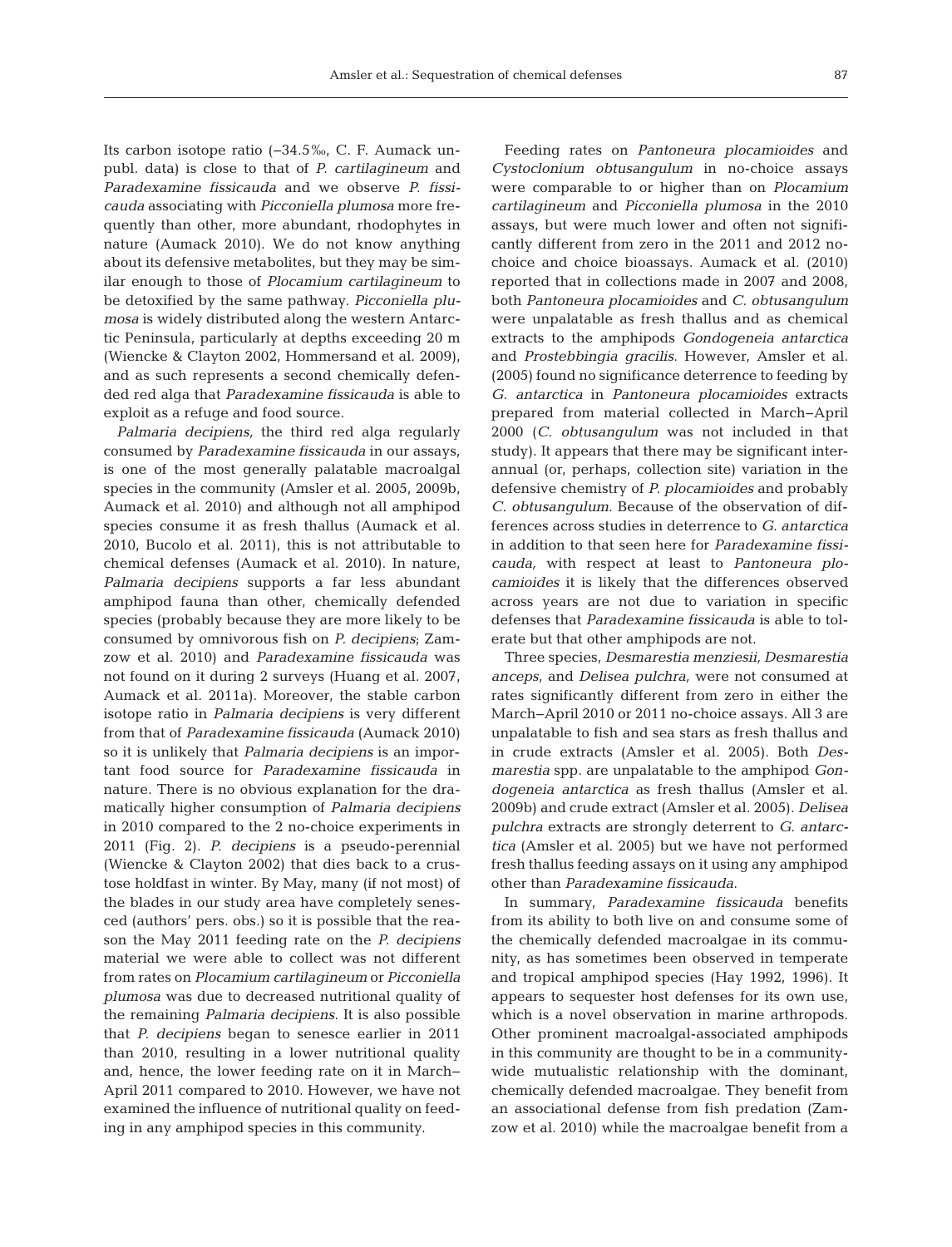Its carbon isotope ratio (−34.5‰, C. F. Aumack unpubl. data) is close to that of *P. cartilagineum* and *Paradexamine fissicauda* and we observe *P. fissicauda* associating with *Picconiella plumosa* more frequently than other, more abundant, rhodophytes in nature (Aumack 2010). We do not know anything about its defensive metabolites, but they may be similar enough to those of *Plocamium cartilagineum* to be detoxified by the same pathway. *Picconiella plumosa* is widely distributed along the western Antarctic Peninsula, particularly at depths exceeding 20 m (Wiencke & Clayton 2002, Hommersand et al. 2009), and as such represents a second chemically defended red alga that *Paradexamine fissicauda* is able to exploit as a refuge and food source.

*Palmaria decipiens,* the third red alga regularly consumed by *Paradexamine fissicauda* in our assays, is one of the most generally palatable macroalgal species in the community (Amsler et al. 2005, 2009b, Aumack et al. 2010) and although not all amphipod species consume it as fresh thallus (Aumack et al. 2010, Bucolo et al. 2011), this is not attributable to chemical defenses (Aumack et al. 2010). In nature, *Palmaria decipiens* supports a far less abundant amphipod fauna than other, chemically defended species (probably because they are more likely to be consumed by omnivorous fish on *P. decipiens*; Zamzow et al. 2010) and *Paradexamine fissicauda* was not found on it during 2 surveys (Huang et al. 2007, Aumack et al. 2011a). Moreover, the stable carbon isotope ratio in *Palmaria decipiens* is very different from that of *Paradexamine fissicauda* (Aumack 2010) so it is unlikely that *Palmaria decipiens* is an important food source for *Paradexamine fissicauda* in nature. There is no obvious explanation for the dramatically higher consumption of *Palmaria decipiens* in 2010 compared to the 2 no-choice experiments in 2011 (Fig. 2). *P. decipiens* is a pseudo-perennial (Wiencke & Clayton 2002) that dies back to a crustose holdfast in winter. By May, many (if not most) of the blades in our study area have completely senesced (authors' pers. obs.) so it is possible that the reason the May 2011 feeding rate on the *P. decipiens* material we were able to collect was not different from rates on *Plocamium cartilagineum* or *Picconiella plumosa* was due to decreased nutritional quality of the remaining *Palmaria decipiens.* It is also possible that *P. decipiens* began to senesce earlier in 2011 than 2010, resulting in a lower nutritional quality and, hence, the lower feeding rate on it in March–April 2011 compared to 2010. However, we have not examined the influence of nutritional quality on feeding in any amphipod species in this community.

Feeding rates on *Pantoneura plocamioides* and *Cystoclonium obtusangulum* in no-choice assays were comparable to or higher than on *Plocamium cartilagineum* and *Picconiella plumosa* in the 2010 assays, but were much lower and often not significantly different from zero in the 2011 and 2012 no-choice and choice bioassays. Aumack et al. (2010) reported that in collections made in 2007 and 2008, both *Pantoneura plocamioides* and *C. obtusangulum* were unpalatable as fresh thallus and as chemical extracts to the amphipods *Gondogeneia antarctica* and *Prostebbingia gracilis.* However, Amsler et al. (2005) found no significance deterrence to feeding by *G. antarctica* in *Pantoneura plocamioides* extracts prepared from material collected in March–April 2000 (*C. obtusangulum* was not included in that study). It appears that there may be significant interannual (or, perhaps, collection site) variation in the defensive chemistry of *P. plocamioides* and probably *C. obtusangulum.* Because of the observation of differences across studies in deterrence to *G. antarctica* in addition to that seen here for *Paradexamine fissicauda,* with respect at least to *Pantoneura plocamioides* it is likely that the differences observed across years are not due to variation in specific defenses that *Paradexamine fissicauda* is able to tolerate but that other amphipods are not.

Three species, *Desmarestia menziesii, Desmarestia anceps*, and *Delisea pulchra,* were not consumed at rates significantly different from zero in either the March–April 2010 or 2011 no-choice assays. All 3 are unpalatable to fish and sea stars as fresh thallus and in crude extracts (Amsler et al. 2005). Both *Desmarestia* spp. are unpalatable to the amphipod *Gondogeneia antarctica* as fresh thallus (Amsler et al. 2009b) and crude extract (Amsler et al. 2005). *Delisea pulchra* extracts are strongly deterrent to *G. antarctica* (Amsler et al. 2005) but we have not performed fresh thallus feeding assays on it using any amphipod other than *Paradexamine fissicauda*.

In summary, *Paradexamine fissicauda* benefits from its ability to both live on and consume some of the chemically defended macroalgae in its community, as has sometimes been observed in temperate and tropical amphipod species (Hay 1992, 1996). It appears to sequester host defenses for its own use, which is a novel observation in marine arthropods. Other prominent macroalgal-associated amphipods in this community are thought to be in a community-wide mutualistic relationship with the dominant, chemically defended macroalgae. They benefit from an associational defense from fish predation (Zamzow et al. 2010) while the macroalgae benefit from a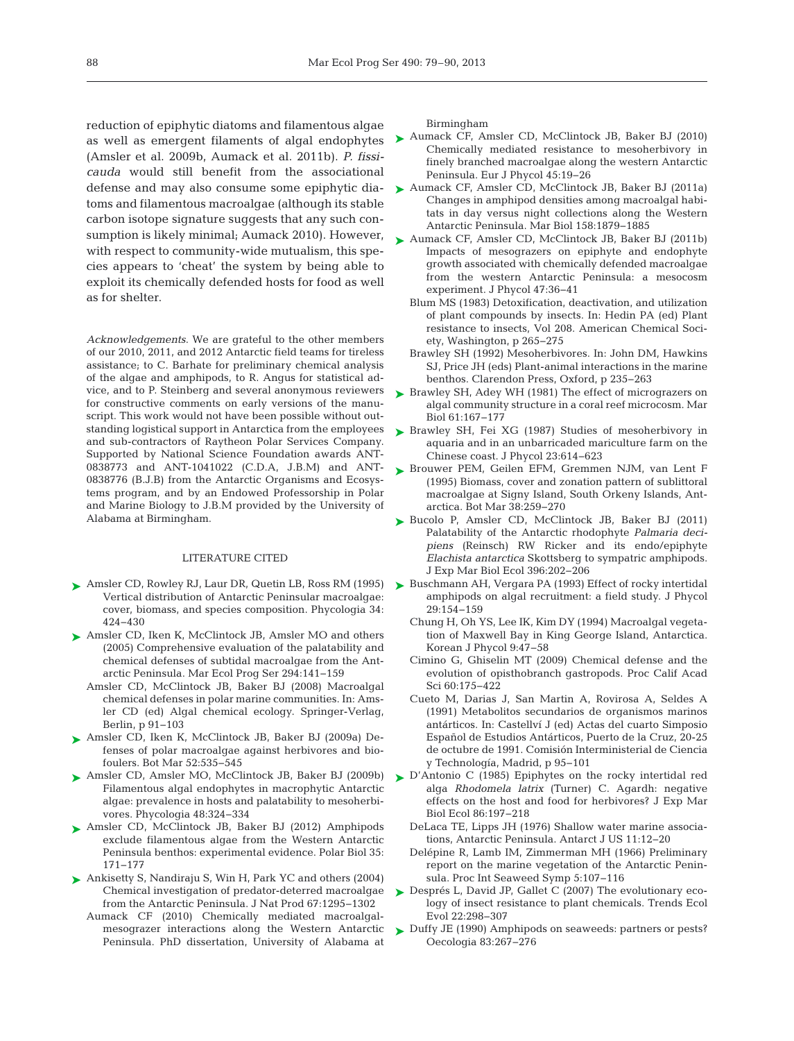reduction of epiphytic diatoms and filamentous algae as well as emergent filaments of algal endophytes (Amsler et al. 2009b, Aumack et al. 2011b). *P. fissicauda* would still benefit from the associational defense and may also consume some epiphytic diatoms and filamentous macroalgae (although its stable carbon isotope signature suggests that any such consumption is likely minimal; Aumack 2010). However, with respect to community-wide mutualism, this species appears to 'cheat' the system by being able to exploit its chemically defended hosts for food as well as for shelter.

*Acknowledgements.* We are grateful to the other members of our 2010, 2011, and 2012 Antarctic field teams for tireless assistance; to C. Barhate for preliminary chemical analysis of the algae and amphipods, to R. Angus for statistical advice, and to P. Steinberg and several anonymous reviewers for constructive comments on early versions of the manuscript. This work would not have been possible without outstanding logistical support in Antarctica from the employees and sub-contractors of Raytheon Polar Services Company. Supported by National Science Foundation awards ANT-0838773 and ANT-1041022 (C.D.A, J.B.M) and ANT-0838776 (B.J.B) from the Antarctic Organisms and Ecosystems program, and by an Endowed Professorship in Polar and Marine Biology to J.B.M provided by the University of Alabama at Birmingham.

## LITERATURE CITED

- Amsler CD, Rowley RJ, Laur DR, Quetin LB, Ross RM (1995) Vertical distribution of Antarctic Peninsular macroalgae: cover, biomass, and species composition. Phycologia 34: 424–430
- Amsler CD, Iken K, McClintock JB, Amsler MO and others (2005) Comprehensive evaluation of the palatability and chemical defenses of subtidal macroalgae from the Antarctic Peninsula. Mar Ecol Prog Ser 294:141–159
- Amsler CD, McClintock JB, Baker BJ (2008) Macroalgal chemical defenses in polar marine communities. In: Amsler CD (ed) Algal chemical ecology. Springer-Verlag, Berlin, p 91–103
- Amsler CD, Iken K, McClintock JB, Baker BJ (2009a) Defenses of polar macroalgae against herbivores and biofoulers. Bot Mar 52:535–545
- Amsler CD, Amsler MO, McClintock JB, Baker BJ (2009b) Filamentous algal endophytes in macrophytic Antarctic algae: prevalence in hosts and palatability to mesoherbivores. Phycologia 48:324–334
- Amsler CD, McClintock JB, Baker BJ (2012) Amphipods exclude filamentous algae from the Western Antarctic Peninsula benthos: experimental evidence. Polar Biol 35: 171–177
- Ankisetty S, Nandiraju S, Win H, Park YC and others (2004) Chemical investigation of predator-deterred macroalgae from the Antarctic Peninsula. J Nat Prod 67:1295–1302
- Aumack CF (2010) Chemically mediated macroalgal-mesograzer interactions along the Western Antarctic Peninsula. PhD dissertation, University of Alabama at Birmingham
- Aumack CF, Amsler CD, McClintock JB, Baker BJ (2010) Chemically mediated resistance to mesoherbivory in finely branched macroalgae along the western Antarctic Peninsula. Eur J Phycol 45:19–26
- Aumack CF, Amsler CD, McClintock JB, Baker BJ (2011a) Changes in amphipod densities among macroalgal habitats in day versus night collections along the Western Antarctic Peninsula. Mar Biol 158:1879–1885
- Aumack CF, Amsler CD, McClintock JB, Baker BJ (2011b) Impacts of mesograzers on epiphyte and endophyte growth associated with chemically defended macroalgae from the western Antarctic Peninsula: a mesocosm experiment. J Phycol 47:36–41
- Blum MS (1983) Detoxification, deactivation, and utilization of plant compounds by insects. In: Hedin PA (ed) Plant resistance to insects, Vol 208. American Chemical Society, Washington, p 265–275
- Brawley SH (1992) Mesoherbivores. In: John DM, Hawkins SJ, Price JH (eds) Plant-animal interactions in the marine benthos. Clarendon Press, Oxford, p 235–263
- Brawley SH, Adey WH (1981) The effect of micrograzers on algal community structure in a coral reef microcosm. Mar Biol 61:167–177
- Brawley SH, Fei XG (1987) Studies of mesoherbivory in aquaria and in an unbarricaded mariculture farm on the Chinese coast. J Phycol 23:614–623
- Brouwer PEM, Geilen EFM, Gremmen NJM, van Lent F (1995) Biomass, cover and zonation pattern of sublittoral macroalgae at Signy Island, South Orkeny Islands, Antarctica. Bot Mar 38:259–270
- Bucolo P, Amsler CD, McClintock JB, Baker BJ (2011) Palatability of the Antarctic rhodophyte *Palmaria decipiens* (Reinsch) RW Ricker and its endo/epiphyte *Elachista antarctica* Skottsberg to sympatric amphipods. J Exp Mar Biol Ecol 396:202–206
- Buschmann AH, Vergara PA (1993) Effect of rocky intertidal amphipods on algal recruitment: a field study. J Phycol 29:154–159
- Chung H, Oh YS, Lee IK, Kim DY (1994) Macroalgal vegetation of Maxwell Bay in King George Island, Antarctica. Korean J Phycol 9:47–58
- Cimino G, Ghiselin MT (2009) Chemical defense and the evolution of opisthobranch gastropods. Proc Calif Acad Sci 60:175–422
- Cueto M, Darias J, San Martin A, Rovirosa A, Seldes A (1991) Metabolitos secundarios de organismos marinos antárticos. In: Castellví J (ed) Actas del cuarto Simposio Español de Estudios Antárticos, Puerto de la Cruz, 20-25 de octubre de 1991. Comisión Interministerial de Ciencia y Technología, Madrid, p 95–101
- D'Antonio C (1985) Epiphytes on the rocky intertidal red alga *Rhodomela latrix* (Turner) C. Agardh: negative effects on the host and food for herbivores? J Exp Mar Biol Ecol 86:197–218
- DeLaca TE, Lipps JH (1976) Shallow water marine associations, Antarctic Peninsula. Antarct J US 11:12–20
- Delépine R, Lamb IM, Zimmerman MH (1966) Preliminary report on the marine vegetation of the Antarctic Peninsula. Proc Int Seaweed Symp 5:107–116
- Després L, David JP, Gallet C (2007) The evolutionary ecology of insect resistance to plant chemicals. Trends Ecol Evol 22:298–307
- Duffy JE (1990) Amphipods on seaweeds: partners or pests? Oecologia 83:267–276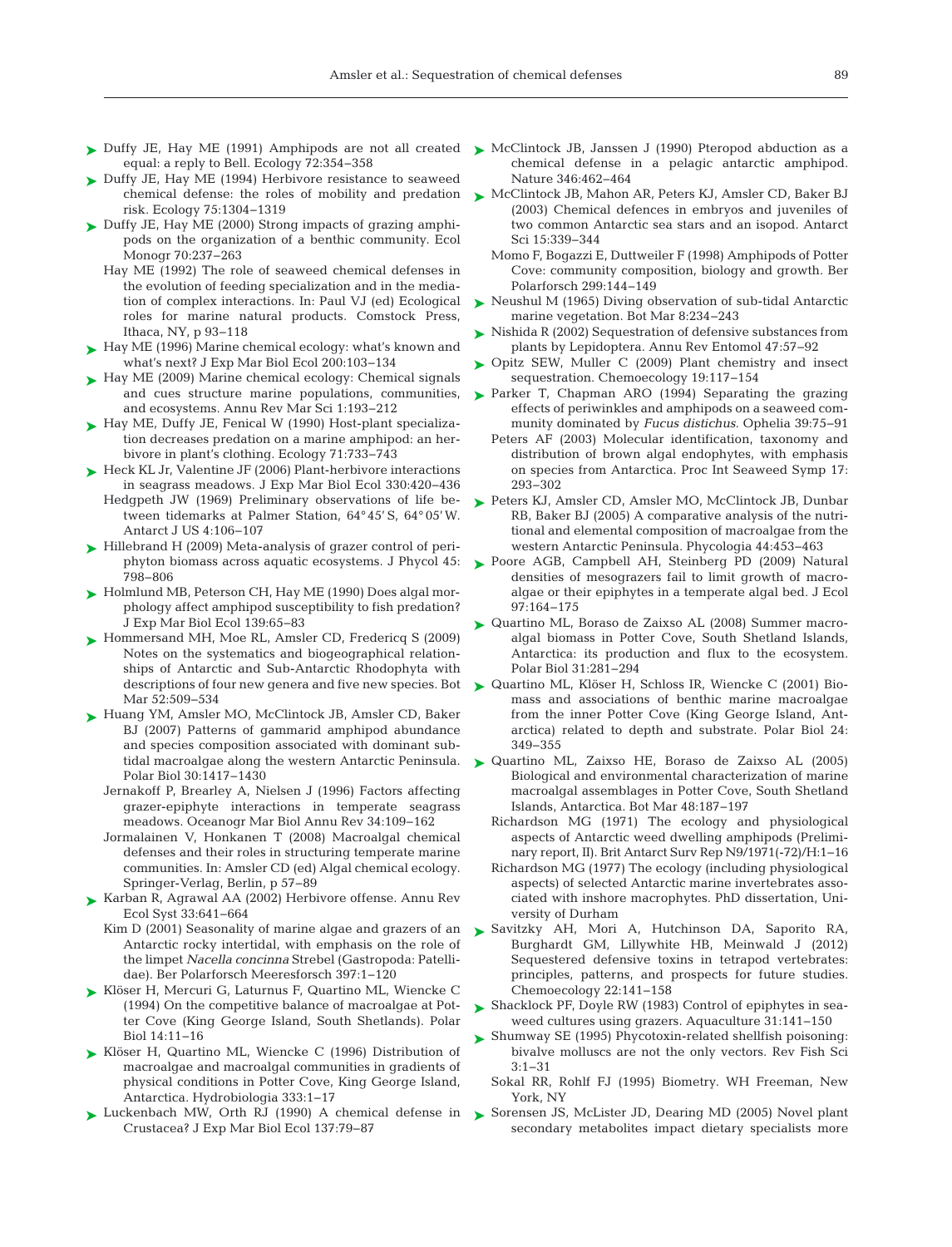- Duffy JE, Hay ME (1991) Amphipods are not all created equal: a reply to Bell. Ecology 72:354–358
- Duffy JE, Hay ME (1994) Herbivore resistance to seaweed chemical defense: the roles of mobility and predation risk. Ecology 75:1304–1319
- Duffy JE, Hay ME (2000) Strong impacts of grazing amphipods on the organization of a benthic community. Ecol Monogr 70:237–263
- Hay ME (1992) The role of seaweed chemical defenses in the evolution of feeding specialization and in the mediation of complex interactions. In: Paul VJ (ed) Ecological roles for marine natural products. Comstock Press, Ithaca, NY, p 93–118
- Hay ME (1996) Marine chemical ecology: what's known and what's next? J Exp Mar Biol Ecol 200:103–134
- Hay ME (2009) Marine chemical ecology: Chemical signals and cues structure marine populations, communities, and ecosystems. Annu Rev Mar Sci 1:193–212
- Hay ME, Duffy JE, Fenical W (1990) Host-plant specialization decreases predation on a marine amphipod: an herbivore in plant's clothing. Ecology 71:733–743
- Heck KL Jr, Valentine JF (2006) Plant-herbivore interactions in seagrass meadows. J Exp Mar Biol Ecol 330:420–436
- Hedgpeth JW (1969) Preliminary observations of life between tidemarks at Palmer Station, 64° 45' S, 64° 05' W. Antarct J US 4:106–107
- Hillebrand H (2009) Meta-analysis of grazer control of periphyton biomass across aquatic ecosystems. J Phycol 45: 798–806
- Holmlund MB, Peterson CH, Hay ME (1990) Does algal morphology affect amphipod susceptibility to fish predation? J Exp Mar Biol Ecol 139:65–83
- Hommersand MH, Moe RL, Amsler CD, Fredericq S (2009) Notes on the systematics and biogeographical relationships of Antarctic and Sub-Antarctic Rhodophyta with descriptions of four new genera and five new species. Bot Mar 52:509–534
- Huang YM, Amsler MO, McClintock JB, Amsler CD, Baker BJ (2007) Patterns of gammarid amphipod abundance and species composition associated with dominant subtidal macroalgae along the western Antarctic Peninsula. Polar Biol 30:1417–1430
- Jernakoff P, Brearley A, Nielsen J (1996) Factors affecting grazer-epiphyte interactions in temperate seagrass meadows. Oceanogr Mar Biol Annu Rev 34:109–162
- Jormalainen V, Honkanen T (2008) Macroalgal chemical defenses and their roles in structuring temperate marine communities. In: Amsler CD (ed) Algal chemical ecology. Springer-Verlag, Berlin, p 57–89
- Karban R, Agrawal AA (2002) Herbivore offense. Annu Rev Ecol Syst 33:641–664
- Kim D (2001) Seasonality of marine algae and grazers of an Antarctic rocky intertidal, with emphasis on the role of the limpet *Nacella concinna* Strebel (Gastropoda: Patellidae). Ber Polarforsch Meeresforsch 397:1–120
- Klöser H, Mercuri G, Laturnus F, Quartino ML, Wiencke C (1994) On the competitive balance of macroalgae at Potter Cove (King George Island, South Shetlands). Polar Biol 14:11–16
- Klöser H, Quartino ML, Wiencke C (1996) Distribution of macroalgae and macroalgal communities in gradients of physical conditions in Potter Cove, King George Island, Antarctica. Hydrobiologia 333:1–17
- Luckenbach MW, Orth RJ (1990) A chemical defense in Crustacea? J Exp Mar Biol Ecol 137:79–87
- McClintock JB, Janssen J (1990) Pteropod abduction as a chemical defense in a pelagic antarctic amphipod. Nature 346:462–464
- McClintock JB, Mahon AR, Peters KJ, Amsler CD, Baker BJ (2003) Chemical defences in embryos and juveniles of two common Antarctic sea stars and an isopod. Antarct Sci 15:339–344
- Momo F, Bogazzi E, Duttweiler F (1998) Amphipods of Potter Cove: community composition, biology and growth. Ber Polarforsch 299:144–149
- Neushul M (1965) Diving observation of sub-tidal Antarctic marine vegetation. Bot Mar 8:234–243
- Nishida R (2002) Sequestration of defensive substances from plants by Lepidoptera. Annu Rev Entomol 47:57–92
- Opitz SEW, Muller C (2009) Plant chemistry and insect sequestration. Chemoecology 19:117–154
- Parker T, Chapman ARO (1994) Separating the grazing effects of periwinkles and amphipods on a seaweed community dominated by *Fucus distichus*. Ophelia 39:75–91
- Peters AF (2003) Molecular identification, taxonomy and distribution of brown algal endophytes, with emphasis on species from Antarctica. Proc Int Seaweed Symp 17: 293–302
- Peters KJ, Amsler CD, Amsler MO, McClintock JB, Dunbar RB, Baker BJ (2005) A comparative analysis of the nutritional and elemental composition of macroalgae from the western Antarctic Peninsula. Phycologia 44:453–463
- Poore AGB, Campbell AH, Steinberg PD (2009) Natural densities of mesograzers fail to limit growth of macroalgae or their epiphytes in a temperate algal bed. J Ecol 97:164–175
- Quartino ML, Boraso de Zaixso AL (2008) Summer macroalgal biomass in Potter Cove, South Shetland Islands, Antarctica: its production and flux to the ecosystem. Polar Biol 31:281–294
- Quartino ML, Klöser H, Schloss IR, Wiencke C (2001) Biomass and associations of benthic marine macroalgae from the inner Potter Cove (King George Island, Antarctica) related to depth and substrate. Polar Biol 24: 349–355
- Quartino ML, Zaixso HE, Boraso de Zaixso AL (2005) Biological and environmental characterization of marine macroalgal assemblages in Potter Cove, South Shetland Islands, Antarctica. Bot Mar 48:187–197
- Richardson MG (1971) The ecology and physiological aspects of Antarctic weed dwelling amphipods (Preliminary report, II). Brit Antarct Surv Rep N9/1971(-72)/H:1–16
- Richardson MG (1977) The ecology (including physiological aspects) of selected Antarctic marine invertebrates associated with inshore macrophytes. PhD dissertation, University of Durham
- Savitzky AH, Mori A, Hutchinson DA, Saporito RA, Burghardt GM, Lillywhite HB, Meinwald J (2012) Sequestered defensive toxins in tetrapod vertebrates: principles, patterns, and prospects for future studies. Chemoecology 22:141–158
- Shacklock PF, Doyle RW (1983) Control of epiphytes in seaweed cultures using grazers. Aquaculture 31:141–150
- Shumway SE (1995) Phycotoxin-related shellfish poisoning: bivalve molluscs are not the only vectors. Rev Fish Sci 3:1–31
- Sokal RR, Rohlf FJ (1995) Biometry. WH Freeman, New York, NY
- Sorensen JS, McLister JD, Dearing MD (2005) Novel plant secondary metabolites impact dietary specialists more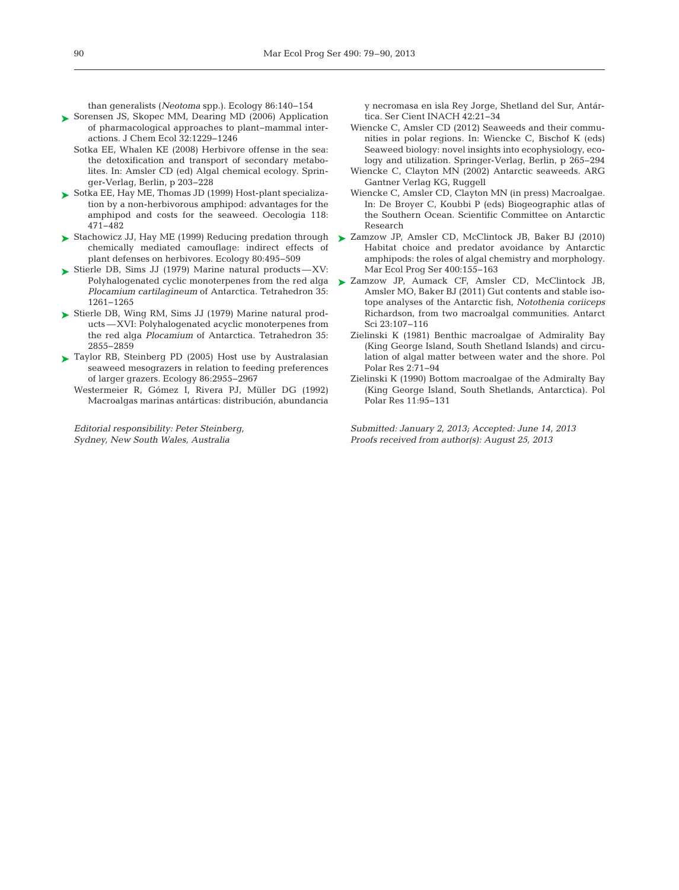than generalists (*Neotoma* spp.). Ecology 86:140–154

Sorensen JS, Skopec MM, Dearing MD (2006) Application of pharmacological approaches to plant–mammal interactions. J Chem Ecol 32:1229–1246

Sotka EE, Whalen KE (2008) Herbivore offense in the sea: the detoxification and transport of secondary metabolites. In: Amsler CD (ed) Algal chemical ecology. Springer-Verlag, Berlin, p 203–228

Sotka EE, Hay ME, Thomas JD (1999) Host-plant specialization by a non-herbivorous amphipod: advantages for the amphipod and costs for the seaweed. Oecologia 118: 471–482

Stachowicz JJ, Hay ME (1999) Reducing predation through chemically mediated camouflage: indirect effects of plant defenses on herbivores. Ecology 80:495–509

Stierle DB, Sims JJ (1979) Marine natural products — XV: Polyhalogenated cyclic monoterpenes from the red alga *Plocamium cartilagineum* of Antarctica. Tetrahedron 35: 1261–1265

Stierle DB, Wing RM, Sims JJ (1979) Marine natural products — XVI: Polyhalogenated acyclic monoterpenes from the red alga *Plocamium* of Antarctica. Tetrahedron 35: 2855–2859

Taylor RB, Steinberg PD (2005) Host use by Australasian seaweed mesograzers in relation to feeding preferences of larger grazers. Ecology 86:2955–2967

Westermeier R, Gómez I, Rivera PJ, Müller DG (1992) Macroalgas marinas antárticas: distribución, abundancia y necromasa en isla Rey Jorge, Shetland del Sur, Antártica. Ser Cient INACH 42:21–34

Wiencke C, Amsler CD (2012) Seaweeds and their communities in polar regions. In: Wiencke C, Bischof K (eds) Seaweed biology: novel insights into ecophysiology, ecology and utilization. Springer-Verlag, Berlin, p 265–294

Wiencke C, Clayton MN (2002) Antarctic seaweeds. ARG Gantner Verlag KG, Ruggell

Wiencke C, Amsler CD, Clayton MN (in press) Macroalgae. In: De Broyer C, Koubbi P (eds) Biogeographic atlas of the Southern Ocean. Scientific Committee on Antarctic Research

Zamzow JP, Amsler CD, McClintock JB, Baker BJ (2010) Habitat choice and predator avoidance by Antarctic amphipods: the roles of algal chemistry and morphology. Mar Ecol Prog Ser 400:155–163

Zamzow JP, Aumack CF, Amsler CD, McClintock JB, Amsler MO, Baker BJ (2011) Gut contents and stable isotope analyses of the Antarctic fish, *Notothenia coriiceps* Richardson, from two macroalgal communities. Antarct Sci 23:107–116

Zielinski K (1981) Benthic macroalgae of Admirality Bay (King George Island, South Shetland Islands) and circulation of algal matter between water and the shore. Pol Polar Res 2:71–94

Zielinski K (1990) Bottom macroalgae of the Admiralty Bay (King George Island, South Shetlands, Antarctica). Pol Polar Res 11:95–131

*Editorial responsibility: Peter Steinberg, Sydney, New South Wales, Australia*

*Submitted: January 2, 2013; Accepted: June 14, 2013*
*Proofs received from author(s): August 25, 2013*